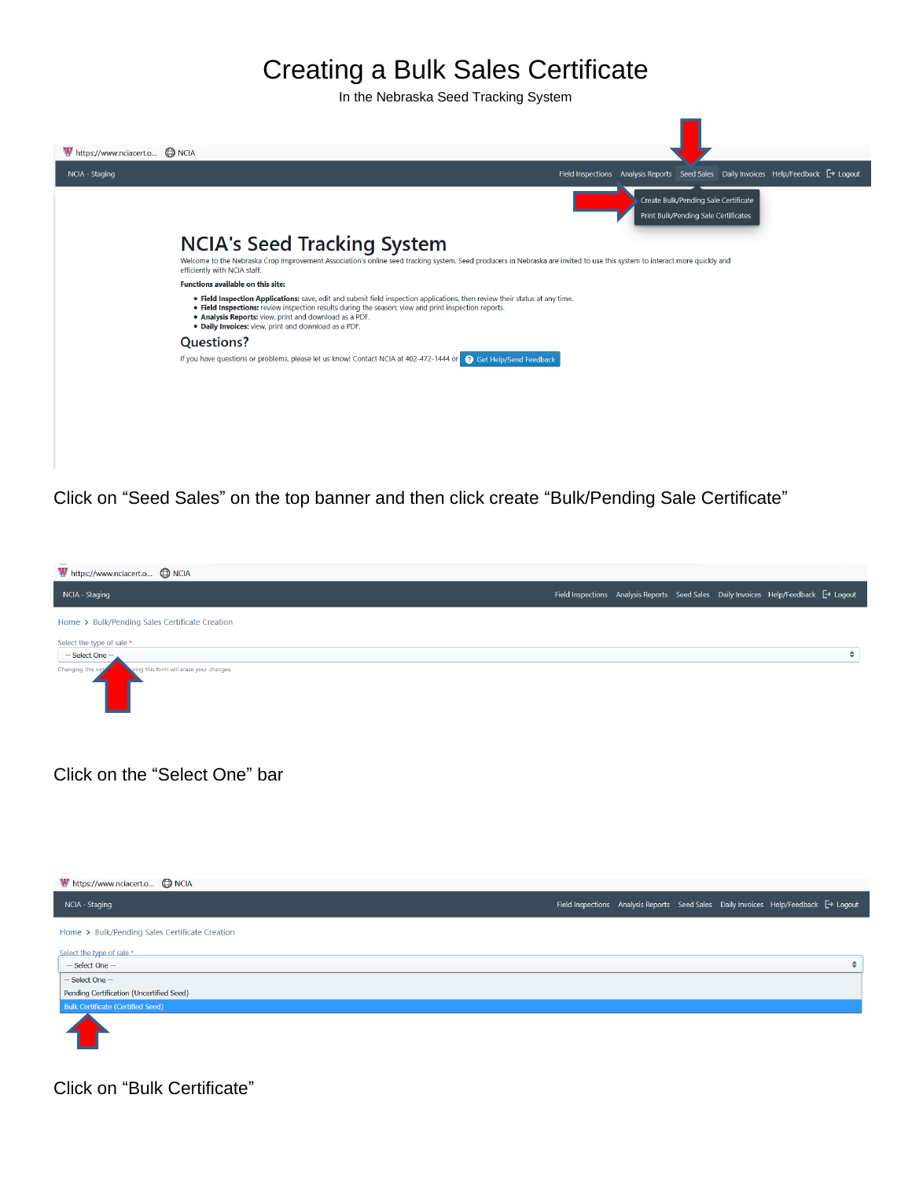# Creating a Bulk Sales Certificate

In the Nebraska Seed Tracking System

Click on "Seed Sales" on the top banner and then click create "Bulk/Pending Sale Certificate"

Click on the "Select One" bar

Click on "Bulk Certificate"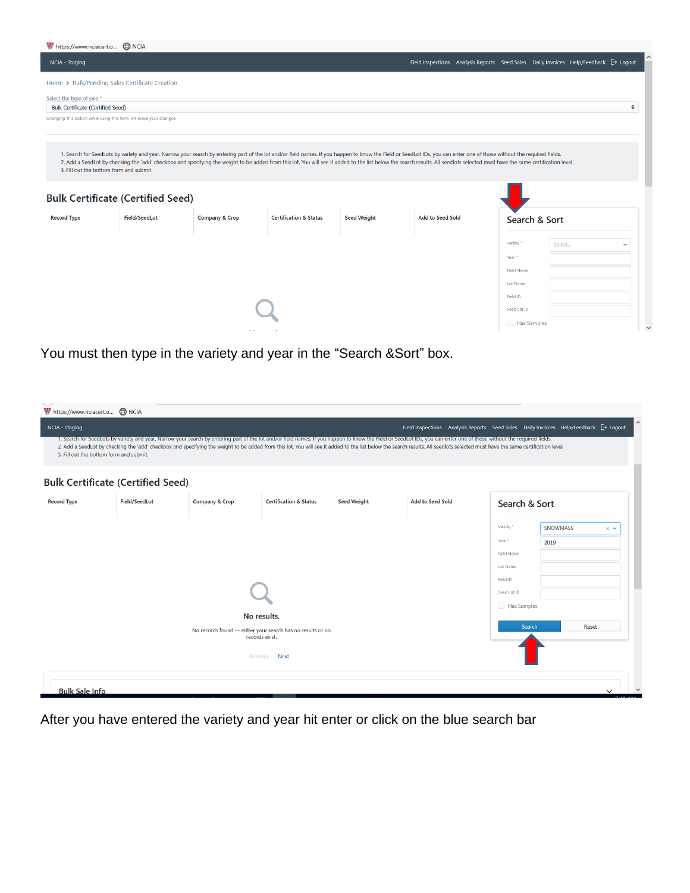https://www.nciacert.o... NCIA

NCIA - Staging

Field Inspections Analysis Reports Seed Sales Daily Invoices Help/Feedback Logout

Home > Bulk/Pending Sales Certificate Creation

Select the type of sale *

Bulk Certificate (Certified Seed)

Changing this option while using this form will erase your changes.

1. Search for SeedLots by variety and year. Narrow your search by entering part of the lot and/or field names. If you happen to know the Field or SeedLot IDs, you can enter one of those without the required fields.
2. Add a SeedLot by checking the 'add' checkbox and specifying the weight to be added from this lot. You will see it added to the list below the search results. All seedlots selected must have the same certification level.
3. Fill out the bottom form and submit.

## Bulk Certificate (Certified Seed)

| Record Type | Field/SeedLot | Company & Crop | Certification & Status | Seed Weight | Add to Seed Sold |
|---|---|---|---|---|---|

### Search & Sort

Variety * Select...

Year *

Field Name

Lot Name

Field ID

Seed Lot ID

Has Samples

You must then type in the variety and year in the “Search &Sort” box.

https://www.nciacert.o... NCIA

NCIA - Staging

Field Inspections Analysis Reports Seed Sales Daily Invoices Help/Feedback Logout

1. Search for SeedLots by variety and year. Narrow your search by entering part of the lot and/or field names. If you happen to know the Field or SeedLot IDs, you can enter one of those without the required fields.
2. Add a SeedLot by checking the 'add' checkbox and specifying the weight to be added from this lot. You will see it added to the list below the search results. All seedlots selected must have the same certification level.
3. Fill out the bottom form and submit.

## Bulk Certificate (Certified Seed)

| Record Type | Field/SeedLot | Company & Crop | Certification & Status | Seed Weight | Add to Seed Sold |
|---|---|---|---|---|---|

No results.

No records found — either your search has no results or no records exist.

Previous Next

### Search & Sort

Variety * SNOWMASS

Year * 2019

Field Name

Lot Name

Field ID

Seed Lot ID

Has Samples

Search Reset

Bulk Sale Info

After you have entered the variety and year hit enter or click on the blue search bar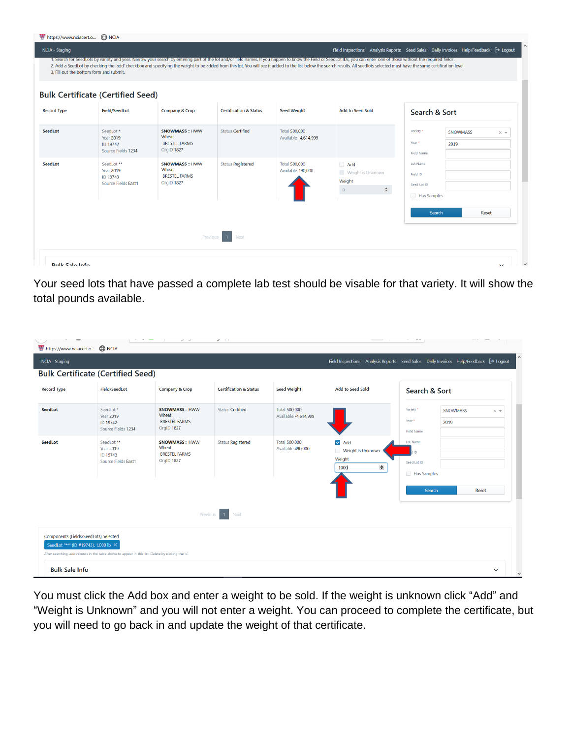https://www.nciacert.o... NCIA

NCIA - Staging — Field Inspections | Analysis Reports | Seed Sales | Daily Invoices | Help/Feedback | Logout

1. Search for SeedLots by variety and year. Narrow your search by entering part of the lot and/or field names. If you happen to know the Field or SeedLot IDs, you can enter one of those without the required fields.
2. Add a SeedLot by checking the 'add' checkbox and specifying the weight to be added from this lot. You will see it added to the list below the search results. All seedlots selected must have the same certification level.
3. Fill out the bottom form and submit.

## Bulk Certificate (Certified Seed)

| Record Type | Field/SeedLot | Company & Crop | Certification & Status | Seed Weight | Add to Seed Sold |
|---|---|---|---|---|---|
| SeedLot | SeedLot * Year 2019 ID 19742 Source Fields 1234 | SNOWMASS :: HWW Wheat BRESTEL FARMS OrgID 1827 | Status Certified | Total 500,000 Available -4,614,999 | |
| SeedLot | SeedLot ** Year 2019 ID 19743 Source Fields East1 | SNOWMASS :: HWW Wheat BRESTEL FARMS OrgID 1827 | Status Registered | Total 500,000 Available 490,000 | Add / Weight is Unknown / Weight 0 |

**Search & Sort**: Variety * SNOWMASS; Year * 2019; Field Name; Lot Name; Field ID; Seed Lot ID; Has Samples; Search; Reset

Previous 1 Next

Bulk Sale Info

Your seed lots that have passed a complete lab test should be visable for that variety. It will show the total pounds available.

https://www.nciacert.o... NCIA

NCIA - Staging — Field Inspections | Analysis Reports | Seed Sales | Daily Invoices | Help/Feedback | Logout

## Bulk Certificate (Certified Seed)

| Record Type | Field/SeedLot | Company & Crop | Certification & Status | Seed Weight | Add to Seed Sold |
|---|---|---|---|---|---|
| SeedLot | SeedLot * Year 2019 ID 19742 Source Fields 1234 | SNOWMASS :: HWW Wheat BRESTEL FARMS OrgID 1827 | Status Certified | Total 500,000 Available -4,614,999 | |
| SeedLot | SeedLot ** Year 2019 ID 19743 Source Fields East1 | SNOWMASS :: HWW Wheat BRESTEL FARMS OrgID 1827 | Status Registered | Total 500,000 Available 490,000 | Add (checked) / Weight is Unknown / Weight 1000 |

**Search & Sort**: Variety * SNOWMASS; Year * 2019; Field Name; Lot Name; Field ID; Seed Lot ID; Has Samples; Search; Reset

Previous 1 Next

Components (Fields/SeedLots) Selected

SeedLot "**" (ID #19743), 1,000 lb ×

After searching, add records in the table above to appear in this list. Delete by clicking the 'x'.

Bulk Sale Info

You must click the Add box and enter a weight to be sold. If the weight is unknown click "Add" and "Weight is Unknown" and you will not enter a weight. You can proceed to complete the certificate, but you will need to go back in and update the weight of that certificate.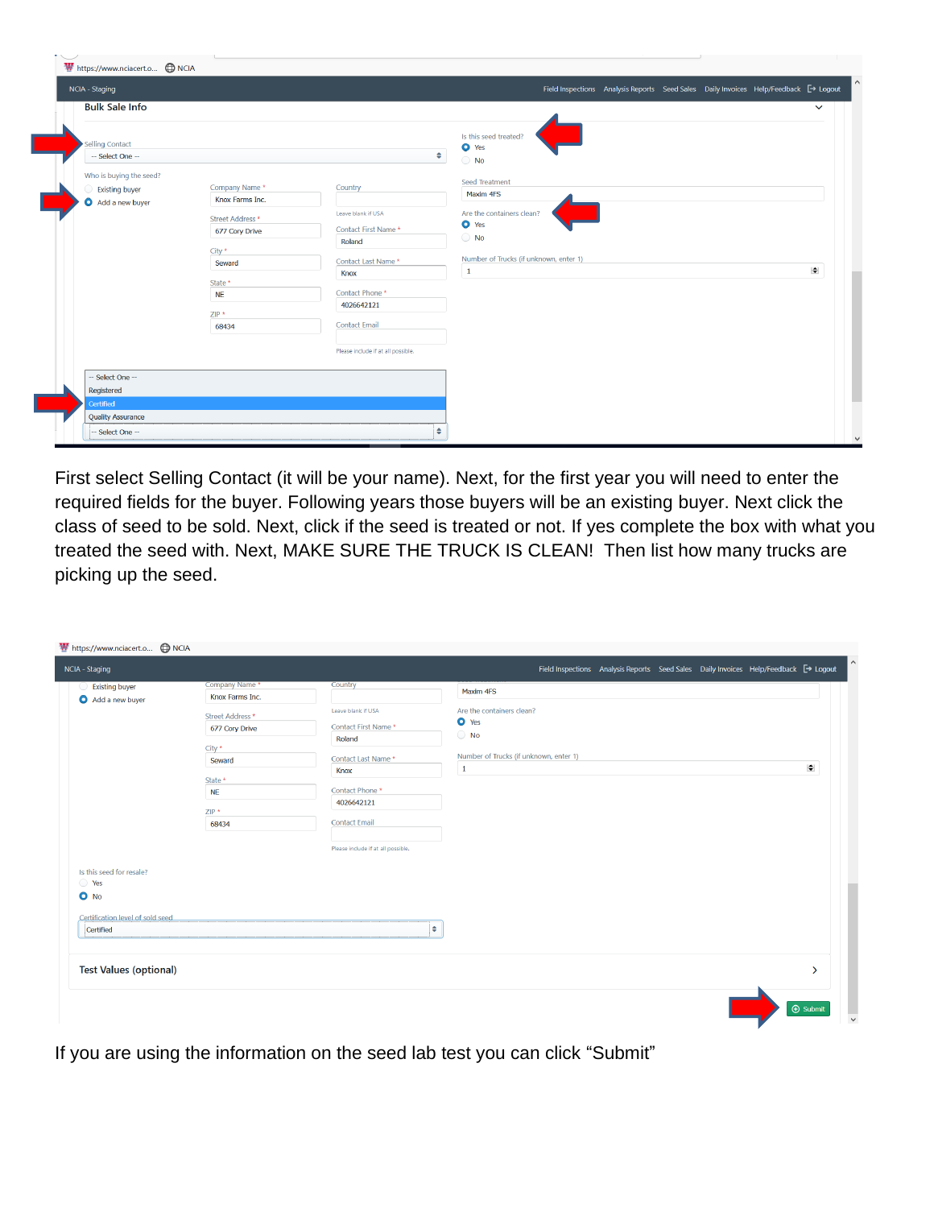First select Selling Contact (it will be your name). Next, for the first year you will need to enter the required fields for the buyer. Following years those buyers will be an existing buyer. Next click the class of seed to be sold. Next, click if the seed is treated or not. If yes complete the box with what you treated the seed with. Next, MAKE SURE THE TRUCK IS CLEAN! Then list how many trucks are picking up the seed.

If you are using the information on the seed lab test you can click "Submit"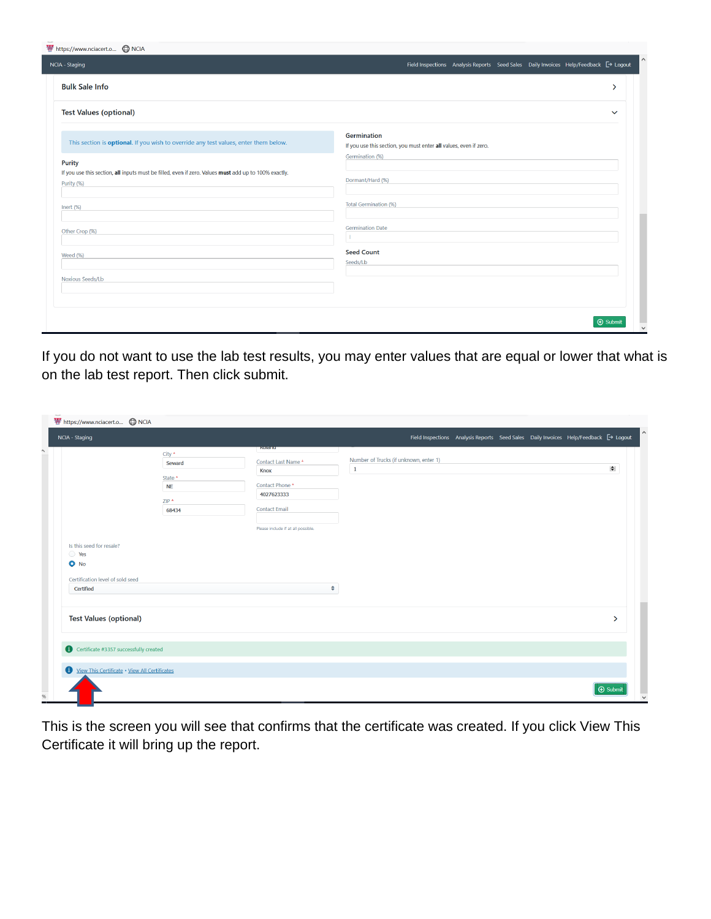https://www.nciacert.o... NCIA

NCIA - Staging — Field Inspections | Analysis Reports | Seed Sales | Daily Invoices | Help/Feedback | Logout

Bulk Sale Info

Test Values (optional)

This section is **optional**. If you wish to override any test values, enter them below.

**Purity**

If you use this section, **all** inputs must be filled, even if zero. Values **must** add up to 100% exactly.

Purity (%)

Inert (%)

Other Crop (%)

Weed (%)

Noxious Seeds/Lb

**Germination**

If you use this section, you must enter **all** values, even if zero.

Germination (%)

Dormant/Hard (%)

Total Germination (%)

Germination Date

**Seed Count**

Seeds/Lb

Submit

If you do not want to use the lab test results, you may enter values that are equal or lower that what is on the lab test report. Then click submit.

https://www.nciacert.o... NCIA

NCIA - Staging — Field Inspections | Analysis Reports | Seed Sales | Daily Invoices | Help/Feedback | Logout

City * Seward

State * NE

ZIP * 68434

Contact Last Name * Knox

Contact Phone * 4027623333

Contact Email

Please include if at all possible.

Number of Trucks (if unknown, enter 1) 1

Is this seed for resale?

- Yes
- No

Certification level of sold seed: Certified

Test Values (optional)

Certificate #3357 successfully created

View This Certificate • View All Certificates

Submit

This is the screen you will see that confirms that the certificate was created. If you click View This Certificate it will bring up the report.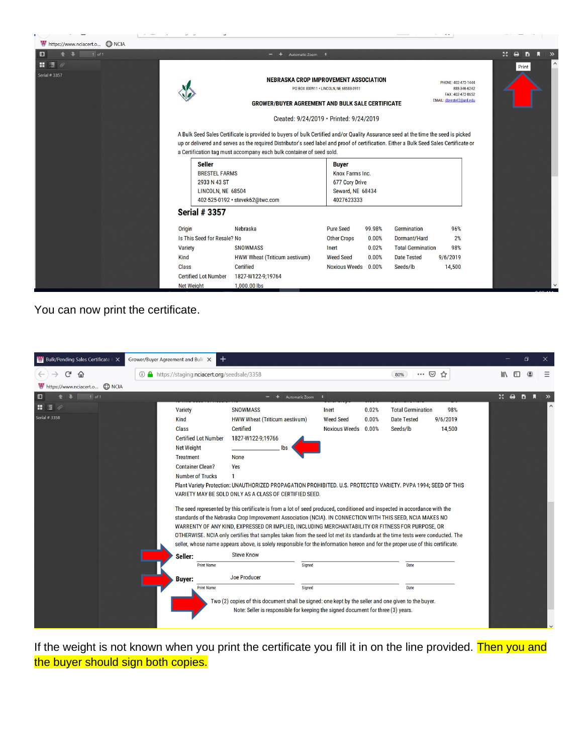NEBRASKA CROP IMPROVEMENT ASSOCIATION

PO BOX 830911 • LINCOLN, NE 68583-0911

PHONE: 402-472-1444
888-346-6242
FAX: 402-472-8652
EMAIL: dbrestel2@unl.edu

GROWER/BUYER AGREEMENT AND BULK SALE CERTIFICATE

Created: 9/24/2019 • Printed: 9/24/2019

A Bulk Seed Sales Certificate is provided to buyers of bulk Certified and/or Quality Assurance seed at the time the seed is picked up or delivered and serves as the required Distributor's seed label and proof of certification. Either a Bulk Seed Sales Certificate or a Certification tag must accompany each bulk container of seed sold.

| Seller | Buyer |
|---|---|
| BRESTEL FARMS | Knox Farms Inc. |
| 2933 N 43 ST | 677 Cory Drive |
| LINCOLN, NE 68504 | Seward, NE 68434 |
| 402-525-0192 • stevek62@twc.com | 4027623333 |

Serial # 3357

| | | | | | |
|---|---|---|---|---|---|
| Origin | Nebraska | Pure Seed | 99.98% | Germination | 96% |
| Is This Seed for Resale? | No | Other Crops | 0.00% | Dormant/Hard | 2% |
| Variety | SNOWMASS | Inert | 0.02% | Total Germination | 98% |
| Kind | HWW Wheat (Triticum aestivum) | Weed Seed | 0.00% | Date Tested | 9/6/2019 |
| Class | Certified | Noxious Weeds | 0.00% | Seeds/lb | 14,500 |
| Certified Lot Number | 1827-W122-9;19764 | | | | |
| Net Weight | 1,000.00 lbs | | | | |

You can now print the certificate.

| | | | | | |
|---|---|---|---|---|---|
| Variety | SNOWMASS | Inert | 0.02% | Total Germination | 98% |
| Kind | HWW Wheat (Triticum aestivum) | Weed Seed | 0.00% | Date Tested | 9/6/2019 |
| Class | Certified | Noxious Weeds | 0.00% | Seeds/lb | 14,500 |
| Certified Lot Number | 1827-W122-9;19766 | | | | |
| Net Weight | ______________ lbs | | | | |
| Treatment | None | | | | |
| Container Clean? | Yes | | | | |
| Number of Trucks | 1 | | | | |

Plant Variety Protection: UNAUTHORIZED PROPAGATION PROHIBITED. U.S. PROTECTED VARIETY. PVPA 1994; SEED OF THIS VARIETY MAY BE SOLD ONLY AS A CLASS OF CERTIFIED SEED.

The seed represented by this certificate is from a lot of seed produced, conditioned and inspected in accordance with the standards of the Nebraska Crop Improvement Association (NCIA). IN CONNECTION WITH THIS SEED, NCIA MAKES NO WARRANTY OF ANY KIND, EXPRESSED OR IMPLIED, INCLUDING MERCHANTABILITY OR FITNESS FOR PURPOSE, OR OTHERWISE. NCIA only certifies that samples taken from the seed lot met its standards at the time tests were conducted. The seller, whose name appears above, is solely responsible for the information hereon and for the proper use of this certificate.

Seller: Steve Know (Print Name) ______ Signed ______ Date ______

Buyer: Joe Producer (Print Name) ______ Signed ______ Date ______

Two (2) copies of this document shall be signed: one kept by the seller and one given to the buyer.
Note: Seller is responsible for keeping the signed document for three (3) years.

If the weight is not known when you print the certificate you fill it in on the line provided. Then you and the buyer should sign both copies.